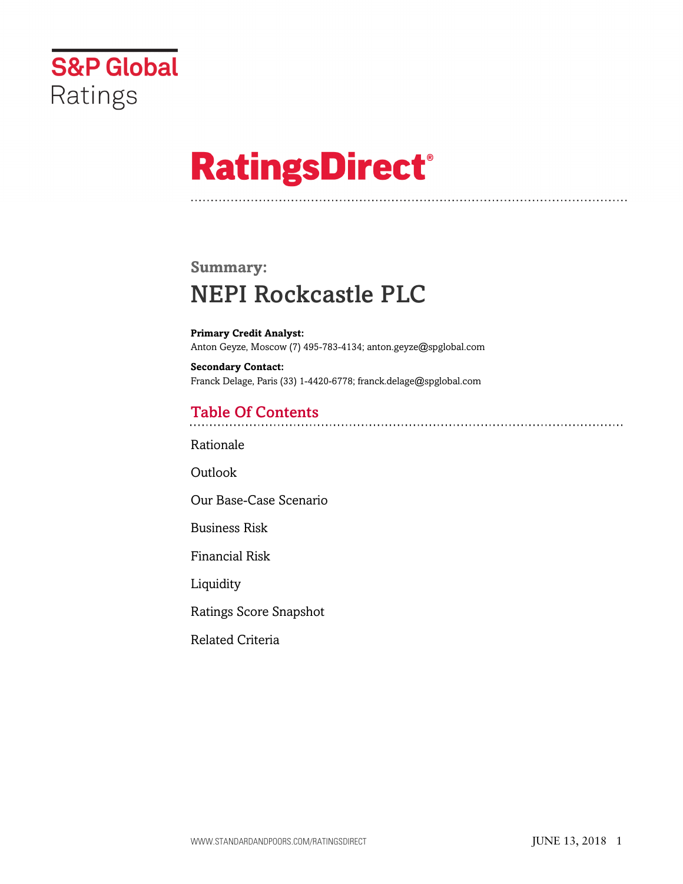S&P Global Ratings

# RatingsDirect®

## Summary:

# NEPI Rockcastle PLC

**Primary Credit Analyst:**
Anton Geyze, Moscow (7) 495-783-4134; anton.geyze@spglobal.com

**Secondary Contact:**
Franck Delage, Paris (33) 1-4420-6778; franck.delage@spglobal.com

## Table Of Contents

Rationale

Outlook

Our Base-Case Scenario

Business Risk

Financial Risk

Liquidity

Ratings Score Snapshot

Related Criteria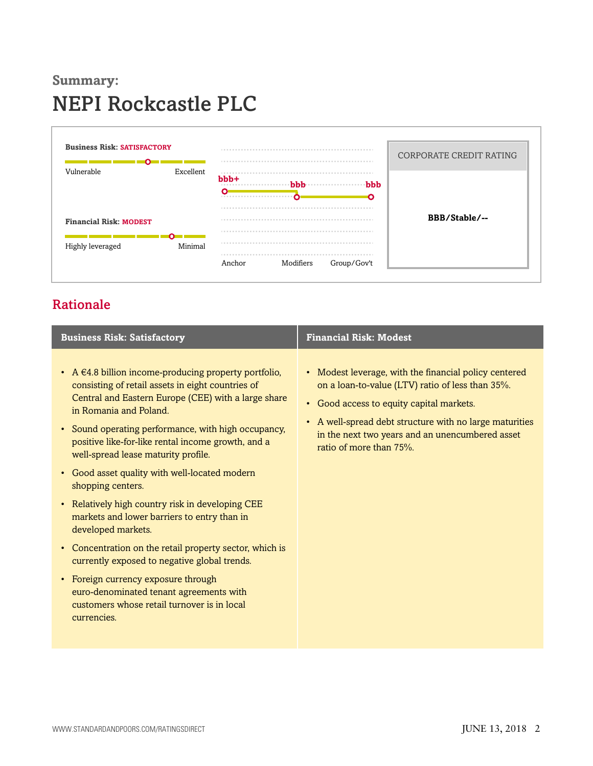**Summary:**

# NEPI Rockcastle PLC

**Business Risk:** SATISFACTORY

Vulnerable — Excellent

**Financial Risk:** MODEST

Highly leveraged — Minimal

| Anchor | Modifiers | Group/Gov't |
|---|---|---|
| bbb+ | bbb | bbb |

| CORPORATE CREDIT RATING |
|---|
| **BBB/Stable/--** |

## Rationale

| Business Risk: Satisfactory | Financial Risk: Modest |
|---|---|
| • A €4.8 billion income-producing property portfolio, consisting of retail assets in eight countries of Central and Eastern Europe (CEE) with a large share in Romania and Poland.<br>• Sound operating performance, with high occupancy, positive like-for-like rental income growth, and a well-spread lease maturity profile.<br>• Good asset quality with well-located modern shopping centers.<br>• Relatively high country risk in developing CEE markets and lower barriers to entry than in developed markets.<br>• Concentration on the retail property sector, which is currently exposed to negative global trends.<br>• Foreign currency exposure through euro-denominated tenant agreements with customers whose retail turnover is in local currencies. | • Modest leverage, with the financial policy centered on a loan-to-value (LTV) ratio of less than 35%.<br>• Good access to equity capital markets.<br>• A well-spread debt structure with no large maturities in the next two years and an unencumbered asset ratio of more than 75%. |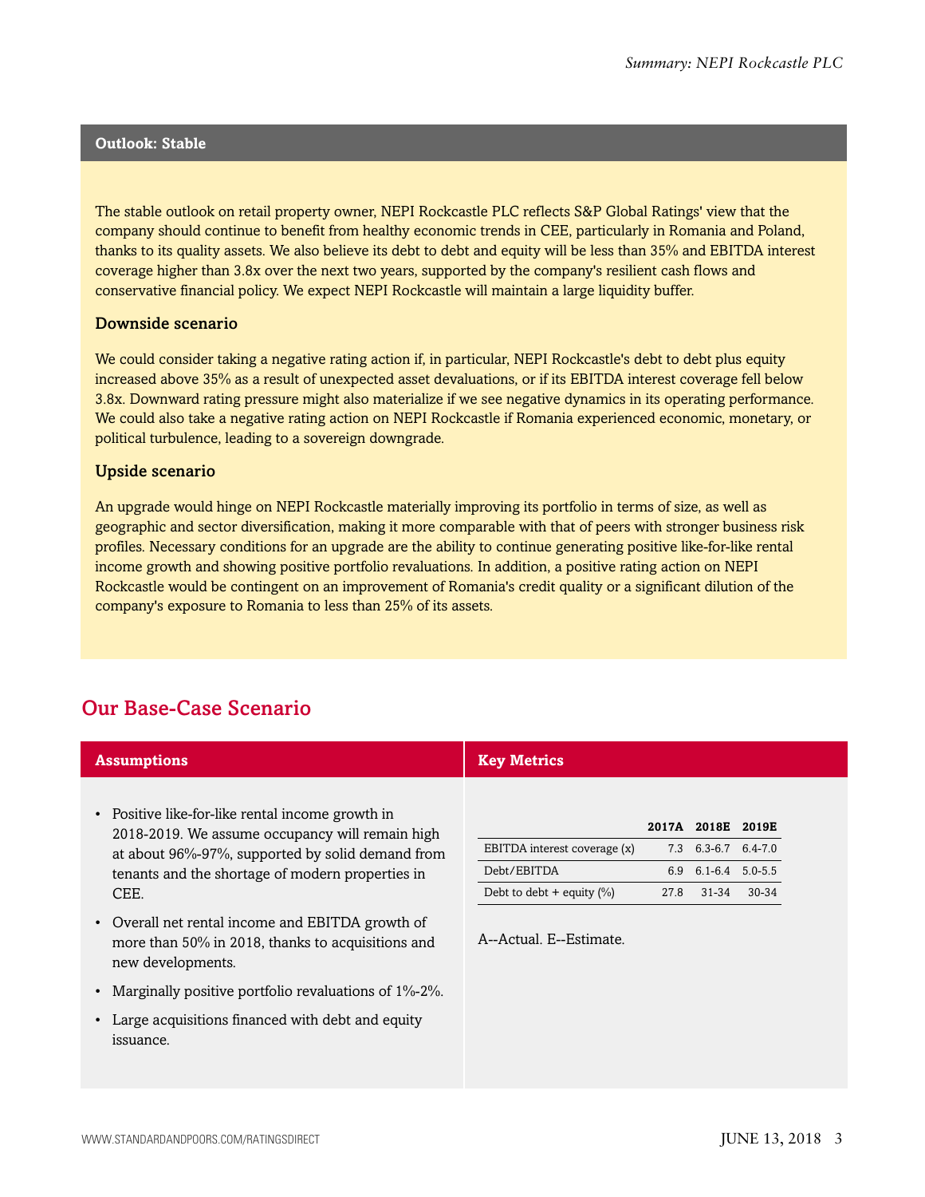## Outlook: Stable

The stable outlook on retail property owner, NEPI Rockcastle PLC reflects S&P Global Ratings' view that the company should continue to benefit from healthy economic trends in CEE, particularly in Romania and Poland, thanks to its quality assets. We also believe its debt to debt and equity will be less than 35% and EBITDA interest coverage higher than 3.8x over the next two years, supported by the company's resilient cash flows and conservative financial policy. We expect NEPI Rockcastle will maintain a large liquidity buffer.

### Downside scenario

We could consider taking a negative rating action if, in particular, NEPI Rockcastle's debt to debt plus equity increased above 35% as a result of unexpected asset devaluations, or if its EBITDA interest coverage fell below 3.8x. Downward rating pressure might also materialize if we see negative dynamics in its operating performance. We could also take a negative rating action on NEPI Rockcastle if Romania experienced economic, monetary, or political turbulence, leading to a sovereign downgrade.

### Upside scenario

An upgrade would hinge on NEPI Rockcastle materially improving its portfolio in terms of size, as well as geographic and sector diversification, making it more comparable with that of peers with stronger business risk profiles. Necessary conditions for an upgrade are the ability to continue generating positive like-for-like rental income growth and showing positive portfolio revaluations. In addition, a positive rating action on NEPI Rockcastle would be contingent on an improvement of Romania's credit quality or a significant dilution of the company's exposure to Romania to less than 25% of its assets.

## Our Base-Case Scenario

### Assumptions

- Positive like-for-like rental income growth in 2018-2019. We assume occupancy will remain high at about 96%-97%, supported by solid demand from tenants and the shortage of modern properties in CEE.
- Overall net rental income and EBITDA growth of more than 50% in 2018, thanks to acquisitions and new developments.
- Marginally positive portfolio revaluations of 1%-2%.
- Large acquisitions financed with debt and equity issuance.

### Key Metrics

| | 2017A | 2018E | 2019E |
|---|---|---|---|
| EBITDA interest coverage (x) | 7.3 | 6.3-6.7 | 6.4-7.0 |
| Debt/EBITDA | 6.9 | 6.1-6.4 | 5.0-5.5 |
| Debt to debt + equity (%) | 27.8 | 31-34 | 30-34 |

A--Actual. E--Estimate.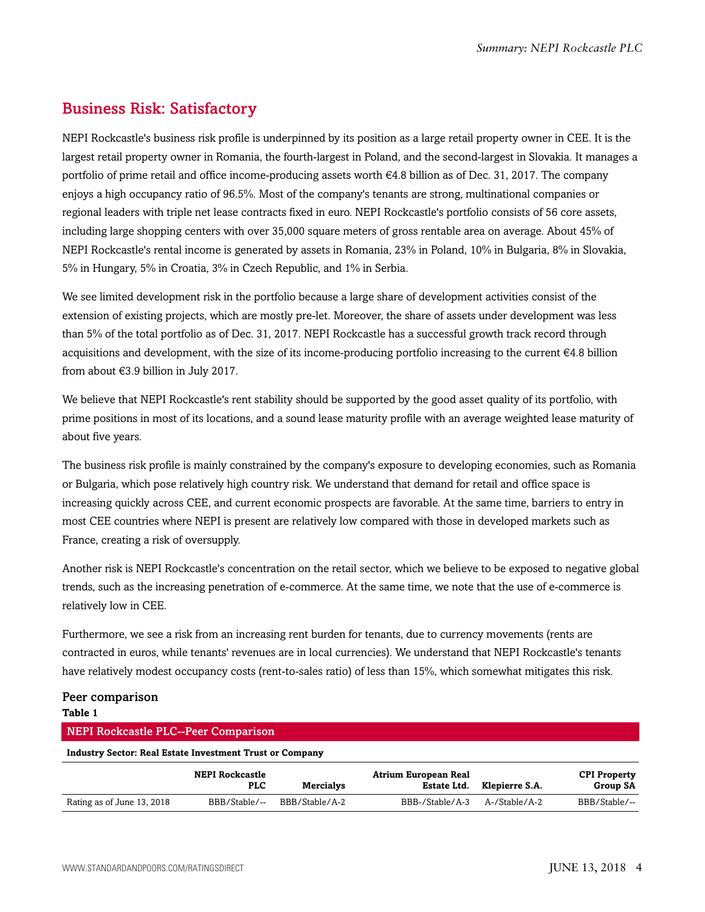## Business Risk: Satisfactory

NEPI Rockcastle's business risk profile is underpinned by its position as a large retail property owner in CEE. It is the largest retail property owner in Romania, the fourth-largest in Poland, and the second-largest in Slovakia. It manages a portfolio of prime retail and office income-producing assets worth €4.8 billion as of Dec. 31, 2017. The company enjoys a high occupancy ratio of 96.5%. Most of the company's tenants are strong, multinational companies or regional leaders with triple net lease contracts fixed in euro. NEPI Rockcastle's portfolio consists of 56 core assets, including large shopping centers with over 35,000 square meters of gross rentable area on average. About 45% of NEPI Rockcastle's rental income is generated by assets in Romania, 23% in Poland, 10% in Bulgaria, 8% in Slovakia, 5% in Hungary, 5% in Croatia, 3% in Czech Republic, and 1% in Serbia.

We see limited development risk in the portfolio because a large share of development activities consist of the extension of existing projects, which are mostly pre-let. Moreover, the share of assets under development was less than 5% of the total portfolio as of Dec. 31, 2017. NEPI Rockcastle has a successful growth track record through acquisitions and development, with the size of its income-producing portfolio increasing to the current €4.8 billion from about €3.9 billion in July 2017.

We believe that NEPI Rockcastle's rent stability should be supported by the good asset quality of its portfolio, with prime positions in most of its locations, and a sound lease maturity profile with an average weighted lease maturity of about five years.

The business risk profile is mainly constrained by the company's exposure to developing economies, such as Romania or Bulgaria, which pose relatively high country risk. We understand that demand for retail and office space is increasing quickly across CEE, and current economic prospects are favorable. At the same time, barriers to entry in most CEE countries where NEPI is present are relatively low compared with those in developed markets such as France, creating a risk of oversupply.

Another risk is NEPI Rockcastle's concentration on the retail sector, which we believe to be exposed to negative global trends, such as the increasing penetration of e-commerce. At the same time, we note that the use of e-commerce is relatively low in CEE.

Furthermore, we see a risk from an increasing rent burden for tenants, due to currency movements (rents are contracted in euros, while tenants' revenues are in local currencies). We understand that NEPI Rockcastle's tenants have relatively modest occupancy costs (rent-to-sales ratio) of less than 15%, which somewhat mitigates this risk.

### Peer comparison

**Table 1**

**NEPI Rockcastle PLC--Peer Comparison**

**Industry Sector: Real Estate Investment Trust or Company**

| | NEPI Rockcastle PLC | Mercialys | Atrium European Real Estate Ltd. | Klepierre S.A. | CPI Property Group SA |
|---|---|---|---|---|---|
| Rating as of June 13, 2018 | BBB/Stable/-- | BBB/Stable/A-2 | BBB-/Stable/A-3 | A-/Stable/A-2 | BBB/Stable/-- |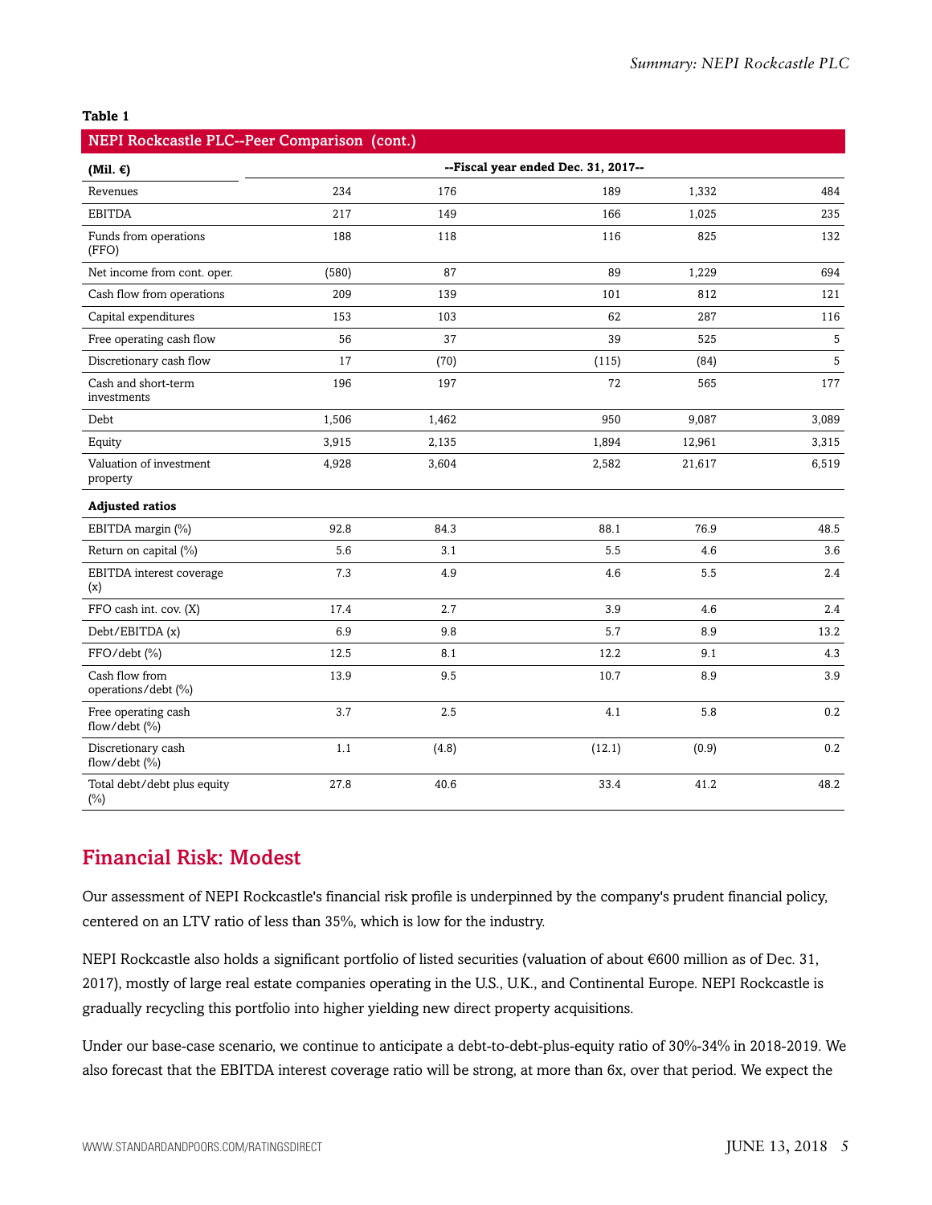**Table 1**

| NEPI Rockcastle PLC--Peer Comparison (cont.) | | | | | |
|---|---|---|---|---|---|
| **(Mil. €)** | --Fiscal year ended Dec. 31, 2017-- | | | | |
| Revenues | 234 | 176 | 189 | 1,332 | 484 |
| EBITDA | 217 | 149 | 166 | 1,025 | 235 |
| Funds from operations (FFO) | 188 | 118 | 116 | 825 | 132 |
| Net income from cont. oper. | (580) | 87 | 89 | 1,229 | 694 |
| Cash flow from operations | 209 | 139 | 101 | 812 | 121 |
| Capital expenditures | 153 | 103 | 62 | 287 | 116 |
| Free operating cash flow | 56 | 37 | 39 | 525 | 5 |
| Discretionary cash flow | 17 | (70) | (115) | (84) | 5 |
| Cash and short-term investments | 196 | 197 | 72 | 565 | 177 |
| Debt | 1,506 | 1,462 | 950 | 9,087 | 3,089 |
| Equity | 3,915 | 2,135 | 1,894 | 12,961 | 3,315 |
| Valuation of investment property | 4,928 | 3,604 | 2,582 | 21,617 | 6,519 |
| **Adjusted ratios** | | | | | |
| EBITDA margin (%) | 92.8 | 84.3 | 88.1 | 76.9 | 48.5 |
| Return on capital (%) | 5.6 | 3.1 | 5.5 | 4.6 | 3.6 |
| EBITDA interest coverage (x) | 7.3 | 4.9 | 4.6 | 5.5 | 2.4 |
| FFO cash int. cov. (X) | 17.4 | 2.7 | 3.9 | 4.6 | 2.4 |
| Debt/EBITDA (x) | 6.9 | 9.8 | 5.7 | 8.9 | 13.2 |
| FFO/debt (%) | 12.5 | 8.1 | 12.2 | 9.1 | 4.3 |
| Cash flow from operations/debt (%) | 13.9 | 9.5 | 10.7 | 8.9 | 3.9 |
| Free operating cash flow/debt (%) | 3.7 | 2.5 | 4.1 | 5.8 | 0.2 |
| Discretionary cash flow/debt (%) | 1.1 | (4.8) | (12.1) | (0.9) | 0.2 |
| Total debt/debt plus equity (%) | 27.8 | 40.6 | 33.4 | 41.2 | 48.2 |

## Financial Risk: Modest

Our assessment of NEPI Rockcastle's financial risk profile is underpinned by the company's prudent financial policy, centered on an LTV ratio of less than 35%, which is low for the industry.

NEPI Rockcastle also holds a significant portfolio of listed securities (valuation of about €600 million as of Dec. 31, 2017), mostly of large real estate companies operating in the U.S., U.K., and Continental Europe. NEPI Rockcastle is gradually recycling this portfolio into higher yielding new direct property acquisitions.

Under our base-case scenario, we continue to anticipate a debt-to-debt-plus-equity ratio of 30%-34% in 2018-2019. We also forecast that the EBITDA interest coverage ratio will be strong, at more than 6x, over that period. We expect the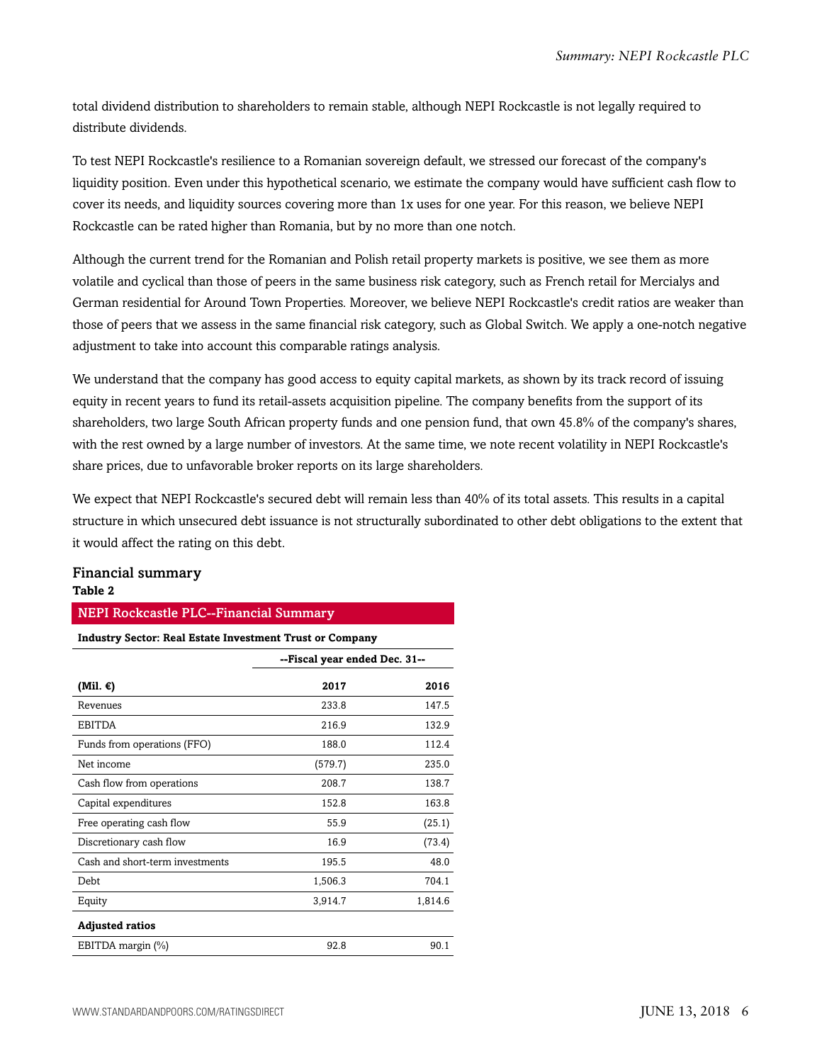total dividend distribution to shareholders to remain stable, although NEPI Rockcastle is not legally required to distribute dividends.

To test NEPI Rockcastle's resilience to a Romanian sovereign default, we stressed our forecast of the company's liquidity position. Even under this hypothetical scenario, we estimate the company would have sufficient cash flow to cover its needs, and liquidity sources covering more than 1x uses for one year. For this reason, we believe NEPI Rockcastle can be rated higher than Romania, but by no more than one notch.

Although the current trend for the Romanian and Polish retail property markets is positive, we see them as more volatile and cyclical than those of peers in the same business risk category, such as French retail for Mercialys and German residential for Around Town Properties. Moreover, we believe NEPI Rockcastle's credit ratios are weaker than those of peers that we assess in the same financial risk category, such as Global Switch. We apply a one-notch negative adjustment to take into account this comparable ratings analysis.

We understand that the company has good access to equity capital markets, as shown by its track record of issuing equity in recent years to fund its retail-assets acquisition pipeline. The company benefits from the support of its shareholders, two large South African property funds and one pension fund, that own 45.8% of the company's shares, with the rest owned by a large number of investors. At the same time, we note recent volatility in NEPI Rockcastle's share prices, due to unfavorable broker reports on its large shareholders.

We expect that NEPI Rockcastle's secured debt will remain less than 40% of its total assets. This results in a capital structure in which unsecured debt issuance is not structurally subordinated to other debt obligations to the extent that it would affect the rating on this debt.

## Financial summary

**Table 2**

**NEPI Rockcastle PLC--Financial Summary**

**Industry Sector: Real Estate Investment Trust or Company**

| | --Fiscal year ended Dec. 31-- | |
|---|---|---|
| **(Mil. €)** | **2017** | **2016** |
| Revenues | 233.8 | 147.5 |
| EBITDA | 216.9 | 132.9 |
| Funds from operations (FFO) | 188.0 | 112.4 |
| Net income | (579.7) | 235.0 |
| Cash flow from operations | 208.7 | 138.7 |
| Capital expenditures | 152.8 | 163.8 |
| Free operating cash flow | 55.9 | (25.1) |
| Discretionary cash flow | 16.9 | (73.4) |
| Cash and short-term investments | 195.5 | 48.0 |
| Debt | 1,506.3 | 704.1 |
| Equity | 3,914.7 | 1,814.6 |
| **Adjusted ratios** | | |
| EBITDA margin (%) | 92.8 | 90.1 |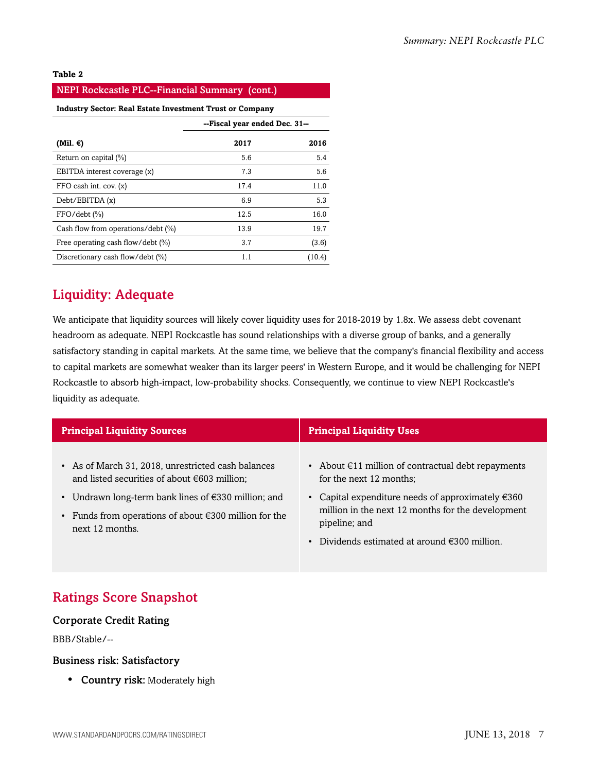**Table 2**

**NEPI Rockcastle PLC--Financial Summary (cont.)**

**Industry Sector: Real Estate Investment Trust or Company**

| | --Fiscal year ended Dec. 31-- | |
|---|---|---|
| **(Mil. €)** | **2017** | **2016** |
| Return on capital (%) | 5.6 | 5.4 |
| EBITDA interest coverage (x) | 7.3 | 5.6 |
| FFO cash int. cov. (x) | 17.4 | 11.0 |
| Debt/EBITDA (x) | 6.9 | 5.3 |
| FFO/debt (%) | 12.5 | 16.0 |
| Cash flow from operations/debt (%) | 13.9 | 19.7 |
| Free operating cash flow/debt (%) | 3.7 | (3.6) |
| Discretionary cash flow/debt (%) | 1.1 | (10.4) |

## Liquidity: Adequate

We anticipate that liquidity sources will likely cover liquidity uses for 2018-2019 by 1.8x. We assess debt covenant headroom as adequate. NEPI Rockcastle has sound relationships with a diverse group of banks, and a generally satisfactory standing in capital markets. At the same time, we believe that the company's financial flexibility and access to capital markets are somewhat weaker than its larger peers' in Western Europe, and it would be challenging for NEPI Rockcastle to absorb high-impact, low-probability shocks. Consequently, we continue to view NEPI Rockcastle's liquidity as adequate.

| Principal Liquidity Sources | Principal Liquidity Uses |
|---|---|
| • As of March 31, 2018, unrestricted cash balances and listed securities of about €603 million;<br>• Undrawn long-term bank lines of €330 million; and<br>• Funds from operations of about €300 million for the next 12 months. | • About €11 million of contractual debt repayments for the next 12 months;<br>• Capital expenditure needs of approximately €360 million in the next 12 months for the development pipeline; and<br>• Dividends estimated at around €300 million. |

## Ratings Score Snapshot

### Corporate Credit Rating

BBB/Stable/--

### Business risk: Satisfactory

- **Country risk:** Moderately high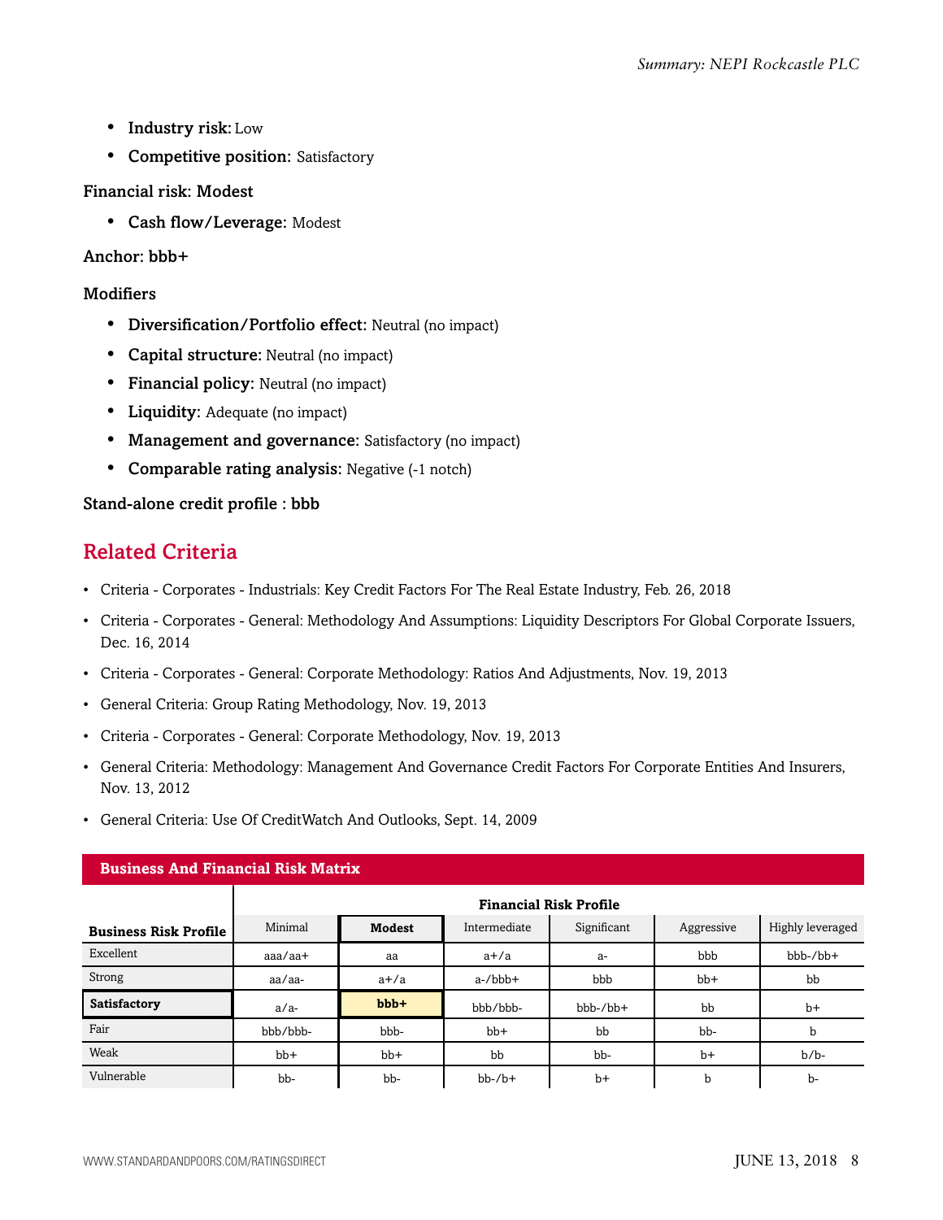- **Industry risk:** Low
- **Competitive position:** Satisfactory

**Financial risk: Modest**

- **Cash flow/Leverage:** Modest

**Anchor: bbb+**

**Modifiers**

- **Diversification/Portfolio effect:** Neutral (no impact)
- **Capital structure:** Neutral (no impact)
- **Financial policy:** Neutral (no impact)
- **Liquidity:** Adequate (no impact)
- **Management and governance:** Satisfactory (no impact)
- **Comparable rating analysis:** Negative (-1 notch)

**Stand-alone credit profile : bbb**

## Related Criteria

- Criteria - Corporates - Industrials: Key Credit Factors For The Real Estate Industry, Feb. 26, 2018
- Criteria - Corporates - General: Methodology And Assumptions: Liquidity Descriptors For Global Corporate Issuers, Dec. 16, 2014
- Criteria - Corporates - General: Corporate Methodology: Ratios And Adjustments, Nov. 19, 2013
- General Criteria: Group Rating Methodology, Nov. 19, 2013
- Criteria - Corporates - General: Corporate Methodology, Nov. 19, 2013
- General Criteria: Methodology: Management And Governance Credit Factors For Corporate Entities And Insurers, Nov. 13, 2012
- General Criteria: Use Of CreditWatch And Outlooks, Sept. 14, 2009

**Business And Financial Risk Matrix**

| | Financial Risk Profile | | | | | |
|---|---|---|---|---|---|---|
| **Business Risk Profile** | Minimal | **Modest** | Intermediate | Significant | Aggressive | Highly leveraged |
| Excellent | aaa/aa+ | aa | a+/a | a- | bbb | bbb-/bb+ |
| Strong | aa/aa- | a+/a | a-/bbb+ | bbb | bb+ | bb |
| **Satisfactory** | a/a- | **bbb+** | bbb/bbb- | bbb-/bb+ | bb | b+ |
| Fair | bbb/bbb- | bbb- | bb+ | bb | bb- | b |
| Weak | bb+ | bb+ | bb | bb- | b+ | b/b- |
| Vulnerable | bb- | bb- | bb-/b+ | b+ | b | b- |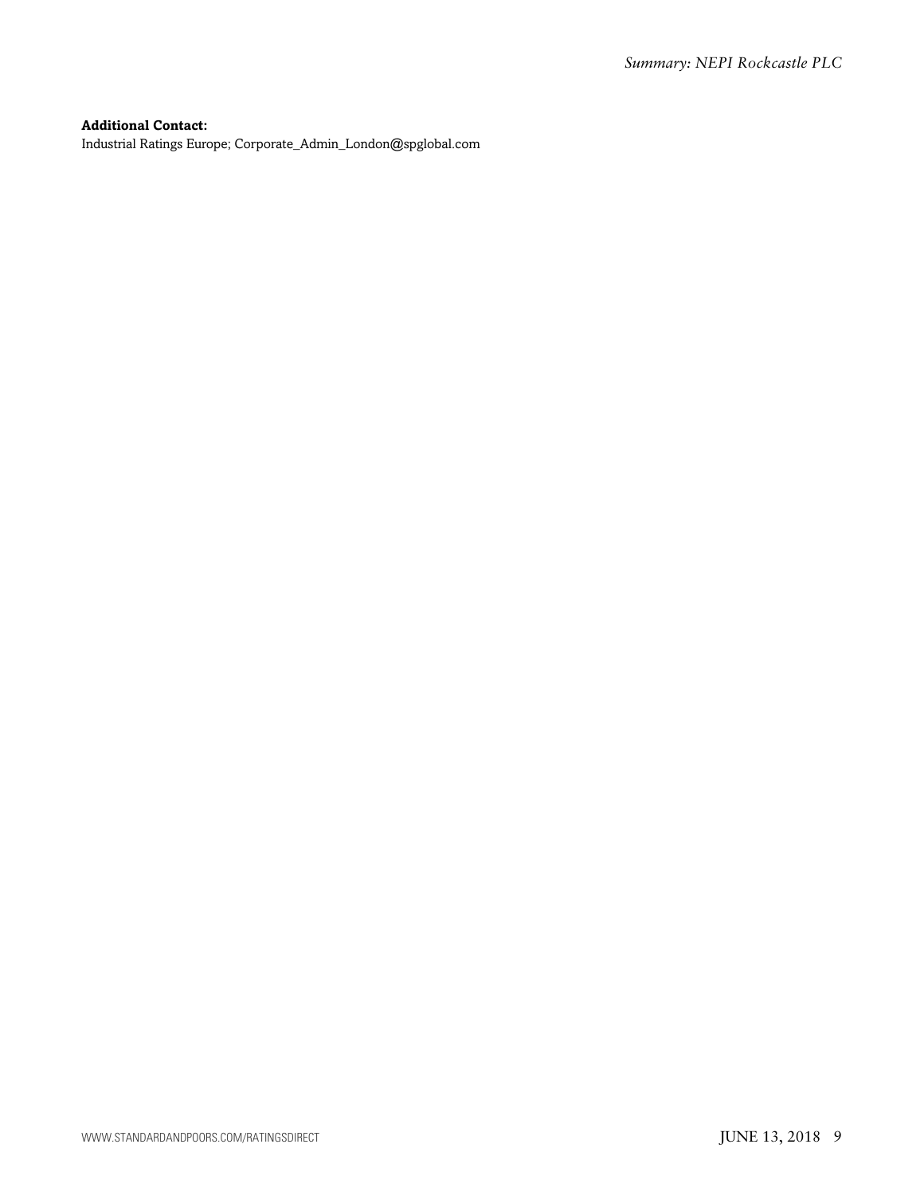**Additional Contact:**
Industrial Ratings Europe; Corporate_Admin_London@spglobal.com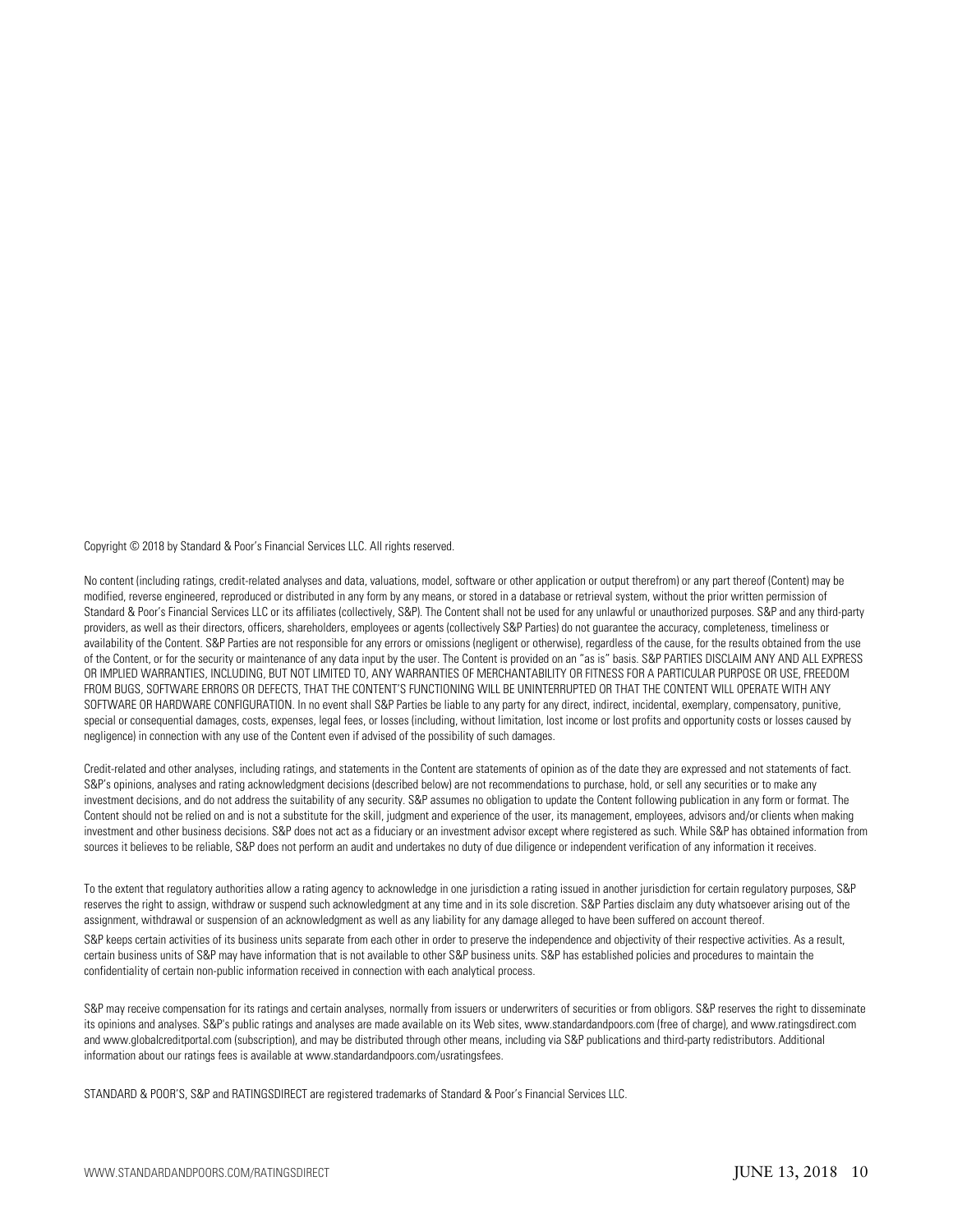Copyright © 2018 by Standard & Poor's Financial Services LLC. All rights reserved.

No content (including ratings, credit-related analyses and data, valuations, model, software or other application or output therefrom) or any part thereof (Content) may be modified, reverse engineered, reproduced or distributed in any form by any means, or stored in a database or retrieval system, without the prior written permission of Standard & Poor's Financial Services LLC or its affiliates (collectively, S&P). The Content shall not be used for any unlawful or unauthorized purposes. S&P and any third-party providers, as well as their directors, officers, shareholders, employees or agents (collectively S&P Parties) do not guarantee the accuracy, completeness, timeliness or availability of the Content. S&P Parties are not responsible for any errors or omissions (negligent or otherwise), regardless of the cause, for the results obtained from the use of the Content, or for the security or maintenance of any data input by the user. The Content is provided on an "as is" basis. S&P PARTIES DISCLAIM ANY AND ALL EXPRESS OR IMPLIED WARRANTIES, INCLUDING, BUT NOT LIMITED TO, ANY WARRANTIES OF MERCHANTABILITY OR FITNESS FOR A PARTICULAR PURPOSE OR USE, FREEDOM FROM BUGS, SOFTWARE ERRORS OR DEFECTS, THAT THE CONTENT'S FUNCTIONING WILL BE UNINTERRUPTED OR THAT THE CONTENT WILL OPERATE WITH ANY SOFTWARE OR HARDWARE CONFIGURATION. In no event shall S&P Parties be liable to any party for any direct, indirect, incidental, exemplary, compensatory, punitive, special or consequential damages, costs, expenses, legal fees, or losses (including, without limitation, lost income or lost profits and opportunity costs or losses caused by negligence) in connection with any use of the Content even if advised of the possibility of such damages.

Credit-related and other analyses, including ratings, and statements in the Content are statements of opinion as of the date they are expressed and not statements of fact. S&P's opinions, analyses and rating acknowledgment decisions (described below) are not recommendations to purchase, hold, or sell any securities or to make any investment decisions, and do not address the suitability of any security. S&P assumes no obligation to update the Content following publication in any form or format. The Content should not be relied on and is not a substitute for the skill, judgment and experience of the user, its management, employees, advisors and/or clients when making investment and other business decisions. S&P does not act as a fiduciary or an investment advisor except where registered as such. While S&P has obtained information from sources it believes to be reliable, S&P does not perform an audit and undertakes no duty of due diligence or independent verification of any information it receives.

To the extent that regulatory authorities allow a rating agency to acknowledge in one jurisdiction a rating issued in another jurisdiction for certain regulatory purposes, S&P reserves the right to assign, withdraw or suspend such acknowledgment at any time and in its sole discretion. S&P Parties disclaim any duty whatsoever arising out of the assignment, withdrawal or suspension of an acknowledgment as well as any liability for any damage alleged to have been suffered on account thereof.

S&P keeps certain activities of its business units separate from each other in order to preserve the independence and objectivity of their respective activities. As a result, certain business units of S&P may have information that is not available to other S&P business units. S&P has established policies and procedures to maintain the confidentiality of certain non-public information received in connection with each analytical process.

S&P may receive compensation for its ratings and certain analyses, normally from issuers or underwriters of securities or from obligors. S&P reserves the right to disseminate its opinions and analyses. S&P's public ratings and analyses are made available on its Web sites, www.standardandpoors.com (free of charge), and www.ratingsdirect.com and www.globalcreditportal.com (subscription), and may be distributed through other means, including via S&P publications and third-party redistributors. Additional information about our ratings fees is available at www.standardandpoors.com/usratingsfees.

STANDARD & POOR'S, S&P and RATINGSDIRECT are registered trademarks of Standard & Poor's Financial Services LLC.